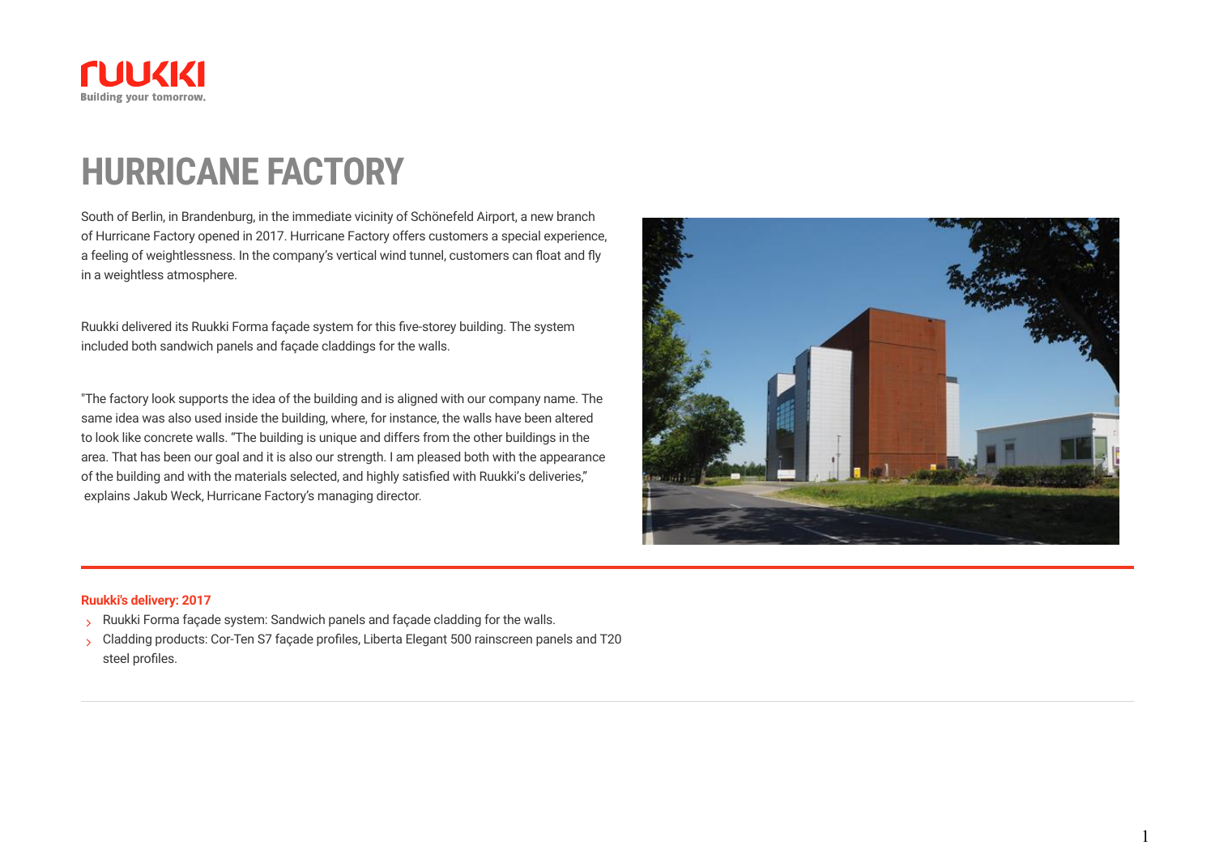# HURRICANE FACTORY

South of Berlin, in Brandenburg, in the immediate vicinity of Schönefeld Airport, a new branch of Hurricane Factory opened in 2017. Hurricane Factory offers customers a special experience, a feeling of weightlessness. In the company's vertical wind tunnel, customers can float and fly in a weightless atmosphere.

Ruukki delivered its Ruukki Forma façade system for this five-storey building. The system included both sandwich panels and façade claddings for the walls.

"The factory look supports the idea of the building and is aligned with our company name. The same idea was also used inside the building, where, for instance, the walls have been altered to look like concrete walls. "The building is unique and differs from the other buildings in the area. That has been our goal and it is also our strength. I am pleased both with the appearance of the building and with the materials selected, and highly satisfied with Ruukki's deliveries," explains Jakub Weck, Hurricane Factory's managing director.

**Ruukki's delivery: 2017**

- Ruukki Forma façade system: Sandwich panels and façade cladding for the walls.
- Cladding products: Cor-Ten S7 façade profiles, Liberta Elegant 500 rainscreen panels and T20 steel profiles.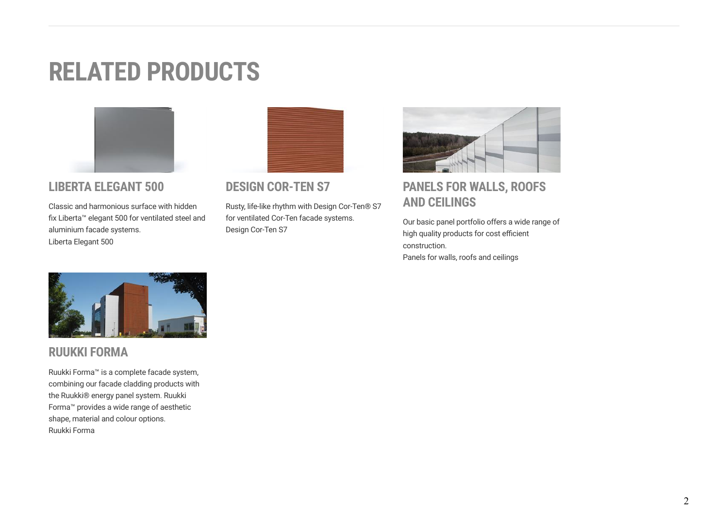# RELATED PRODUCTS

## LIBERTA ELEGANT 500

Classic and harmonious surface with hidden fix Liberta™ elegant 500 for ventilated steel and aluminium facade systems.
Liberta Elegant 500

## DESIGN COR-TEN S7

Rusty, life-like rhythm with Design Cor-Ten® S7 for ventilated Cor-Ten facade systems.
Design Cor-Ten S7

## PANELS FOR WALLS, ROOFS AND CEILINGS

Our basic panel portfolio offers a wide range of high quality products for cost efficient construction.
Panels for walls, roofs and ceilings

## RUUKKI FORMA

Ruukki Forma™ is a complete facade system, combining our facade cladding products with the Ruukki® energy panel system. Ruukki Forma™ provides a wide range of aesthetic shape, material and colour options.
Ruukki Forma